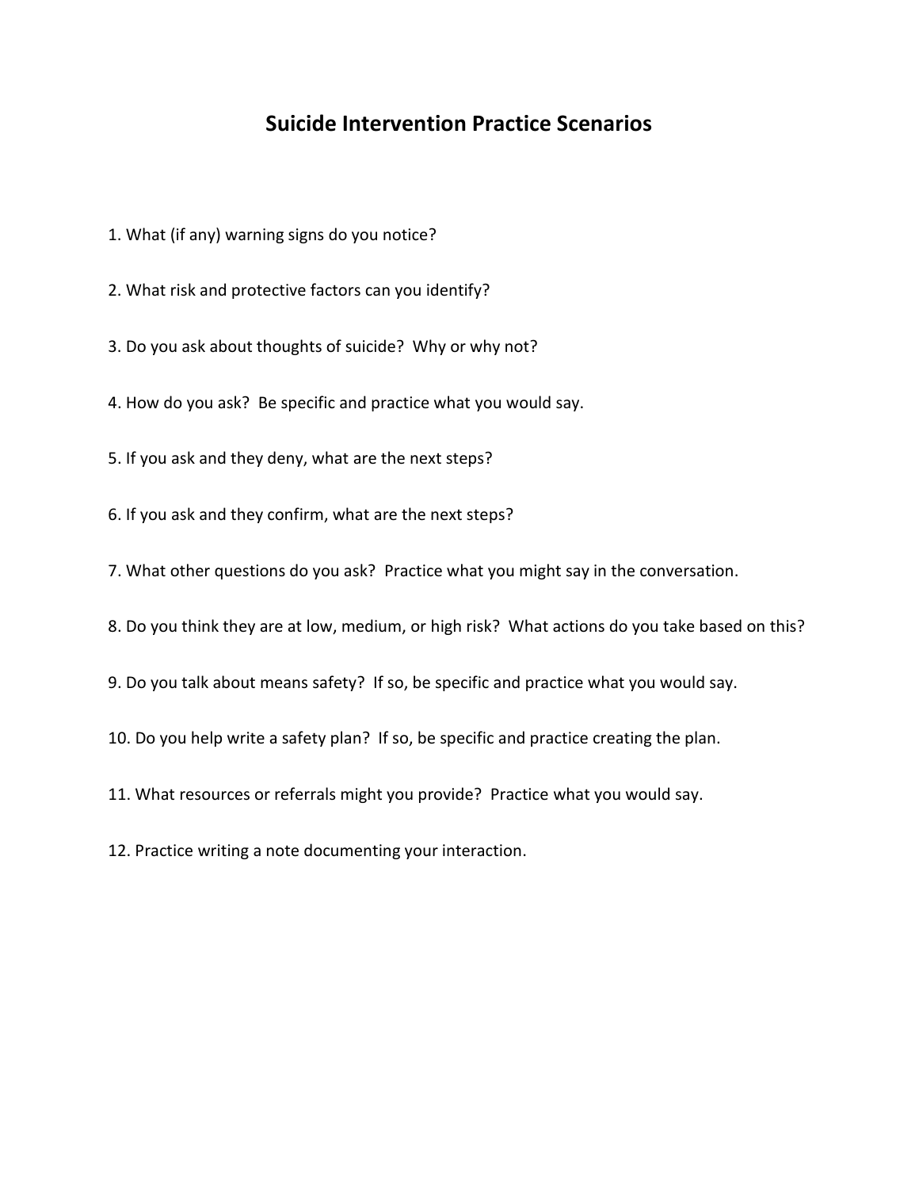# Suicide Intervention Practice Scenarios

1. What (if any) warning signs do you notice?

2. What risk and protective factors can you identify?

3. Do you ask about thoughts of suicide? Why or why not?

4. How do you ask? Be specific and practice what you would say.

5. If you ask and they deny, what are the next steps?

6. If you ask and they confirm, what are the next steps?

7. What other questions do you ask? Practice what you might say in the conversation.

8. Do you think they are at low, medium, or high risk? What actions do you take based on this?

9. Do you talk about means safety? If so, be specific and practice what you would say.

10. Do you help write a safety plan? If so, be specific and practice creating the plan.

11. What resources or referrals might you provide? Practice what you would say.

12. Practice writing a note documenting your interaction.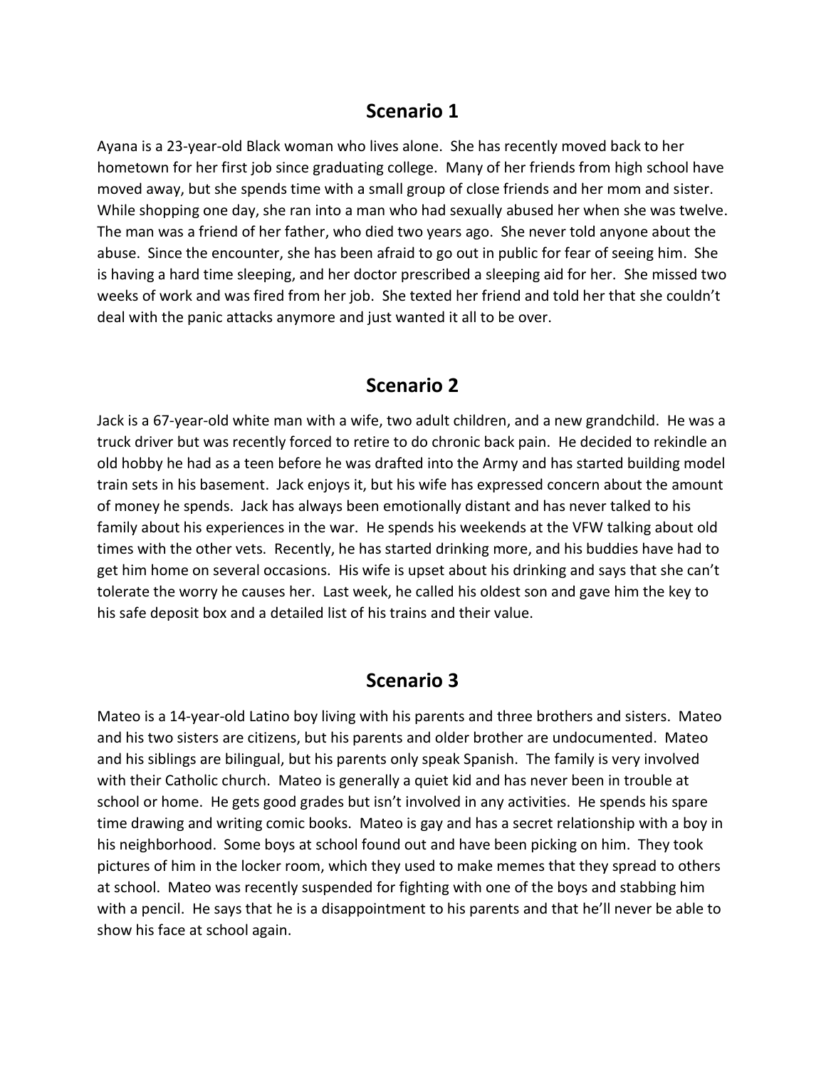## Scenario 1

Ayana is a 23-year-old Black woman who lives alone. She has recently moved back to her hometown for her first job since graduating college. Many of her friends from high school have moved away, but she spends time with a small group of close friends and her mom and sister. While shopping one day, she ran into a man who had sexually abused her when she was twelve. The man was a friend of her father, who died two years ago. She never told anyone about the abuse. Since the encounter, she has been afraid to go out in public for fear of seeing him. She is having a hard time sleeping, and her doctor prescribed a sleeping aid for her. She missed two weeks of work and was fired from her job. She texted her friend and told her that she couldn't deal with the panic attacks anymore and just wanted it all to be over.

## Scenario 2

Jack is a 67-year-old white man with a wife, two adult children, and a new grandchild. He was a truck driver but was recently forced to retire to do chronic back pain. He decided to rekindle an old hobby he had as a teen before he was drafted into the Army and has started building model train sets in his basement. Jack enjoys it, but his wife has expressed concern about the amount of money he spends. Jack has always been emotionally distant and has never talked to his family about his experiences in the war. He spends his weekends at the VFW talking about old times with the other vets. Recently, he has started drinking more, and his buddies have had to get him home on several occasions. His wife is upset about his drinking and says that she can't tolerate the worry he causes her. Last week, he called his oldest son and gave him the key to his safe deposit box and a detailed list of his trains and their value.

## Scenario 3

Mateo is a 14-year-old Latino boy living with his parents and three brothers and sisters. Mateo and his two sisters are citizens, but his parents and older brother are undocumented. Mateo and his siblings are bilingual, but his parents only speak Spanish. The family is very involved with their Catholic church. Mateo is generally a quiet kid and has never been in trouble at school or home. He gets good grades but isn't involved in any activities. He spends his spare time drawing and writing comic books. Mateo is gay and has a secret relationship with a boy in his neighborhood. Some boys at school found out and have been picking on him. They took pictures of him in the locker room, which they used to make memes that they spread to others at school. Mateo was recently suspended for fighting with one of the boys and stabbing him with a pencil. He says that he is a disappointment to his parents and that he'll never be able to show his face at school again.